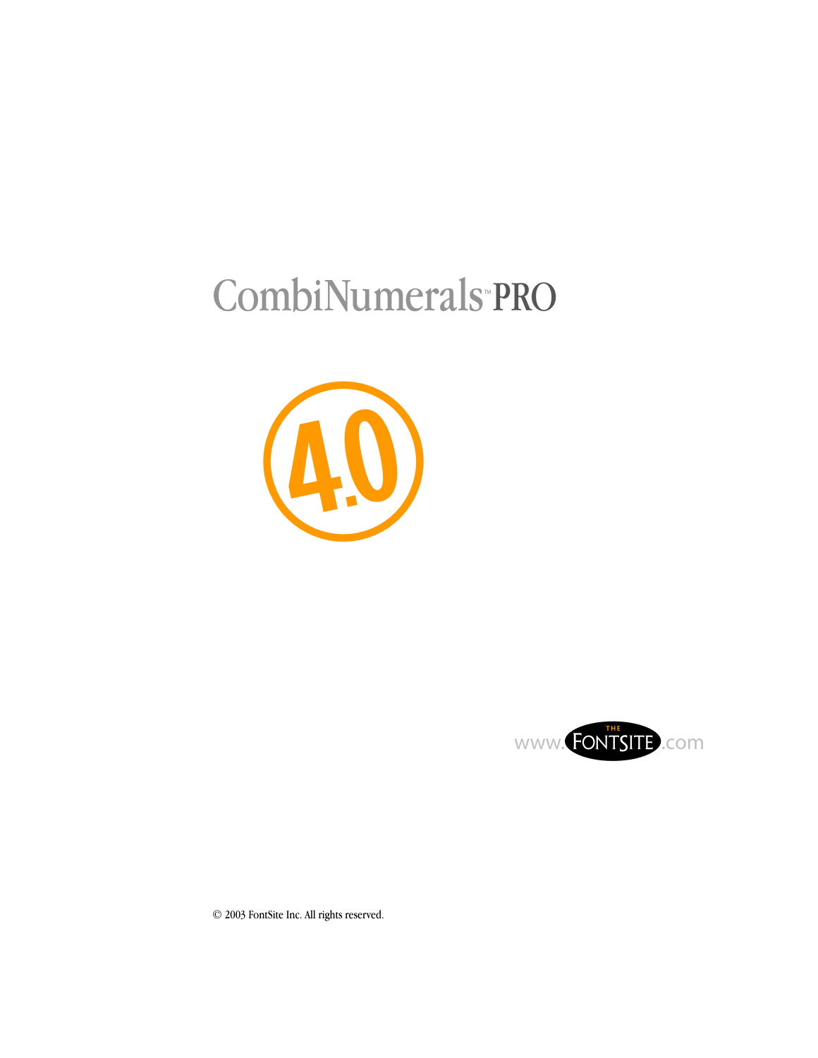# CombiNumerals™ PRO

4.0

www.THE FONTSITE.com

© 2003 FontSite Inc. All rights reserved.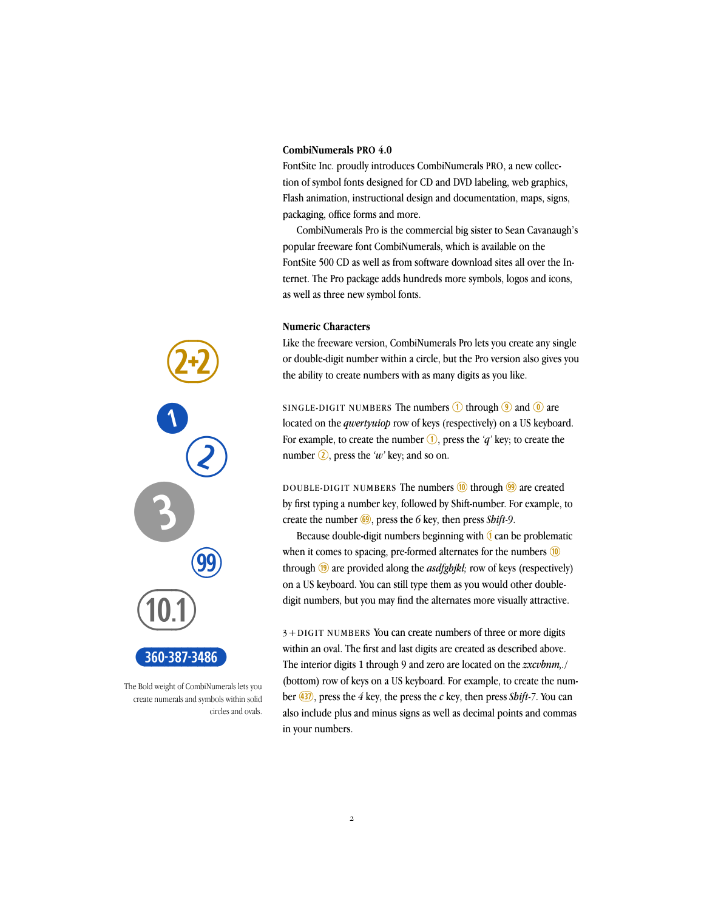### CombiNumerals PRO 4.0

FontSite Inc. proudly introduces CombiNumerals PRO, a new collection of symbol fonts designed for CD and DVD labeling, web graphics, Flash animation, instructional design and documentation, maps, signs, packaging, office forms and more.

CombiNumerals Pro is the commercial big sister to Sean Cavanaugh's popular freeware font CombiNumerals, which is available on the FontSite 500 CD as well as from software download sites all over the Internet. The Pro package adds hundreds more symbols, logos and icons, as well as three new symbol fonts.

### Numeric Characters

Like the freeware version, CombiNumerals Pro lets you create any single or double-digit number within a circle, but the Pro version also gives you the ability to create numbers with as many digits as you like.

SINGLE-DIGIT NUMBERS The numbers ① through ⑨ and ⓪ are located on the *qwertyuiop* row of keys (respectively) on a US keyboard. For example, to create the number ①, press the *'q'* key; to create the number ②, press the *'w'* key; and so on.

DOUBLE-DIGIT NUMBERS The numbers ⑩ through 99 are created by first typing a number key, followed by Shift-number. For example, to create the number 69, press the *6* key, then press *Shift-9*.

Because double-digit numbers beginning with 1 can be problematic when it comes to spacing, pre-formed alternates for the numbers ⑩ through ⑲ are provided along the *asdfghjkl;* row of keys (respectively) on a US keyboard. You can still type them as you would other double-digit numbers, but you may find the alternates more visually attractive.

3+DIGIT NUMBERS You can create numbers of three or more digits within an oval. The first and last digits are created as described above. The interior digits 1 through 9 and zero are located on the *zxcvbnm,./* (bottom) row of keys on a US keyboard. For example, to create the number 437, press the *4* key, the press the *c* key, then press *Shift-7*. You can also include plus and minus signs as well as decimal points and commas in your numbers.

2+2

1

2

3

99

10.1

360-387-3486

The Bold weight of CombiNumerals lets you create numerals and symbols within solid circles and ovals.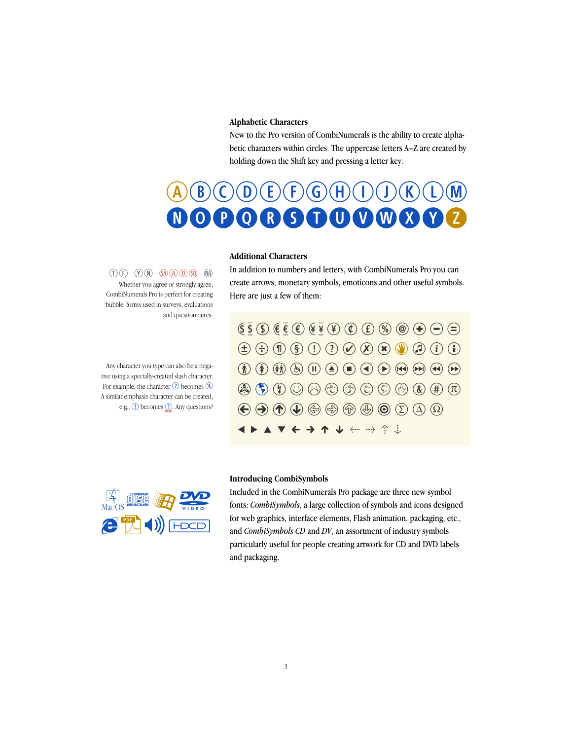## Alphabetic Characters

New to the Pro version of CombiNumerals is the ability to create alphabetic characters within circles. The uppercase letters A–Z are created by holding down the Shift key and pressing a letter key.

Ⓐ Ⓑ Ⓒ Ⓓ Ⓔ Ⓕ Ⓖ Ⓗ Ⓘ Ⓙ Ⓚ Ⓛ Ⓜ
Ⓝ Ⓞ Ⓟ Ⓠ Ⓡ Ⓢ Ⓣ Ⓤ Ⓥ Ⓦ Ⓧ Ⓨ Ⓩ

## Additional Characters

In addition to numbers and letters, with CombiNumerals Pro you can create arrows, monetary symbols, emoticons and other useful symbols. Here are just a few of them:

Ⓣ Ⓕ Ⓨ Ⓝ (SA) Ⓐ Ⓓ (SD) (NA)

Whether you agree or strongly agree, CombiNumerals Pro is perfect for creating 'bubble' forms used in surveys, evaluations and questionnaires.

Any character you type can also be a negative using a specially-created slash character. For example, the character ⑦ becomes ⑦. A similar emphasis character can be created, e.g., ⑦ becomes ⑦. Any questions?

## Introducing CombiSymbols

Included in the CombiNumerals Pro package are three new symbol fonts: *CombiSymbols*, a large collection of symbols and icons designed for web graphics, interface elements, Flash animation, packaging, etc., and *CombiSymbols CD* and *DV*, an assortment of industry symbols particularly useful for people creating artwork for CD and DVD labels and packaging.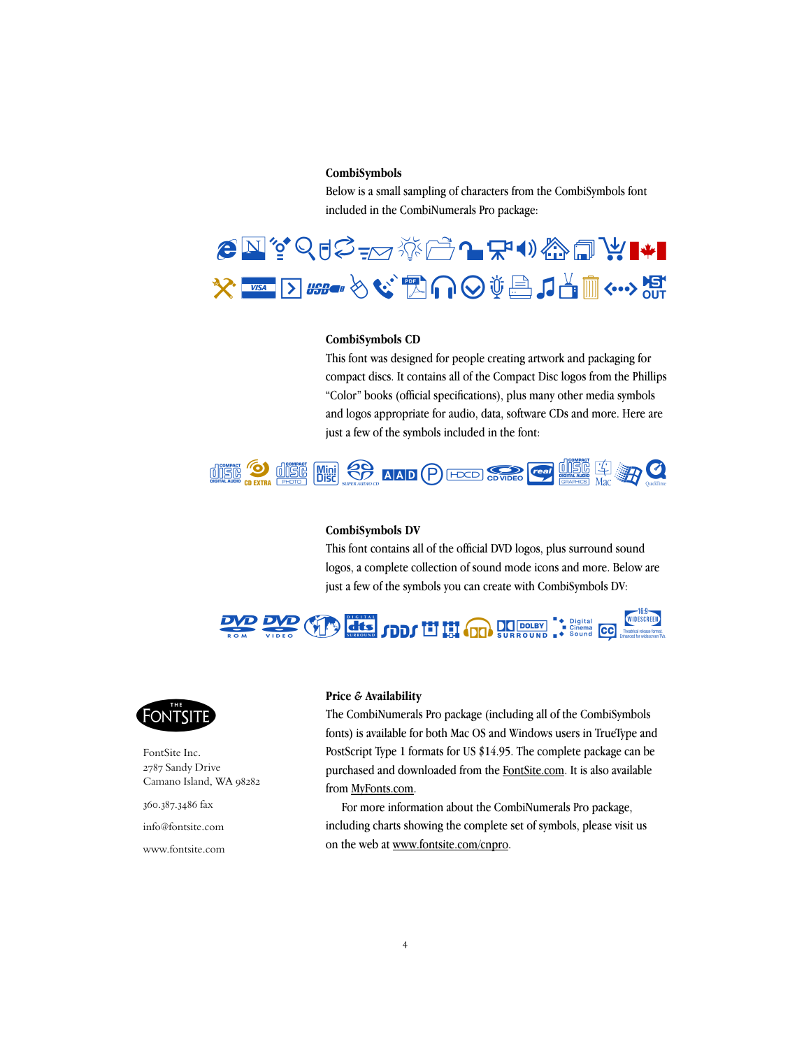**CombiSymbols**

Below is a small sampling of characters from the CombiSymbols font included in the CombiNumerals Pro package:

**CombiSymbols CD**

This font was designed for people creating artwork and packaging for compact discs. It contains all of the Compact Disc logos from the Phillips "Color" books (official specifications), plus many other media symbols and logos appropriate for audio, data, software CDs and more. Here are just a few of the symbols included in the font:

**CombiSymbols DV**

This font contains all of the official DVD logos, plus surround sound logos, a complete collection of sound mode icons and more. Below are just a few of the symbols you can create with CombiSymbols DV:

**Price & Availability**

The CombiNumerals Pro package (including all of the CombiSymbols fonts) is available for both Mac OS and Windows users in TrueType and PostScript Type 1 formats for US $14.95. The complete package can be purchased and downloaded from the FontSite.com. It is also available from MyFonts.com.

For more information about the CombiNumerals Pro package, including charts showing the complete set of symbols, please visit us on the web at www.fontsite.com/cnpro.

THE FONTSITE

FontSite Inc.
2787 Sandy Drive
Camano Island, WA 98282

360.387.3486 fax

info@fontsite.com

www.fontsite.com